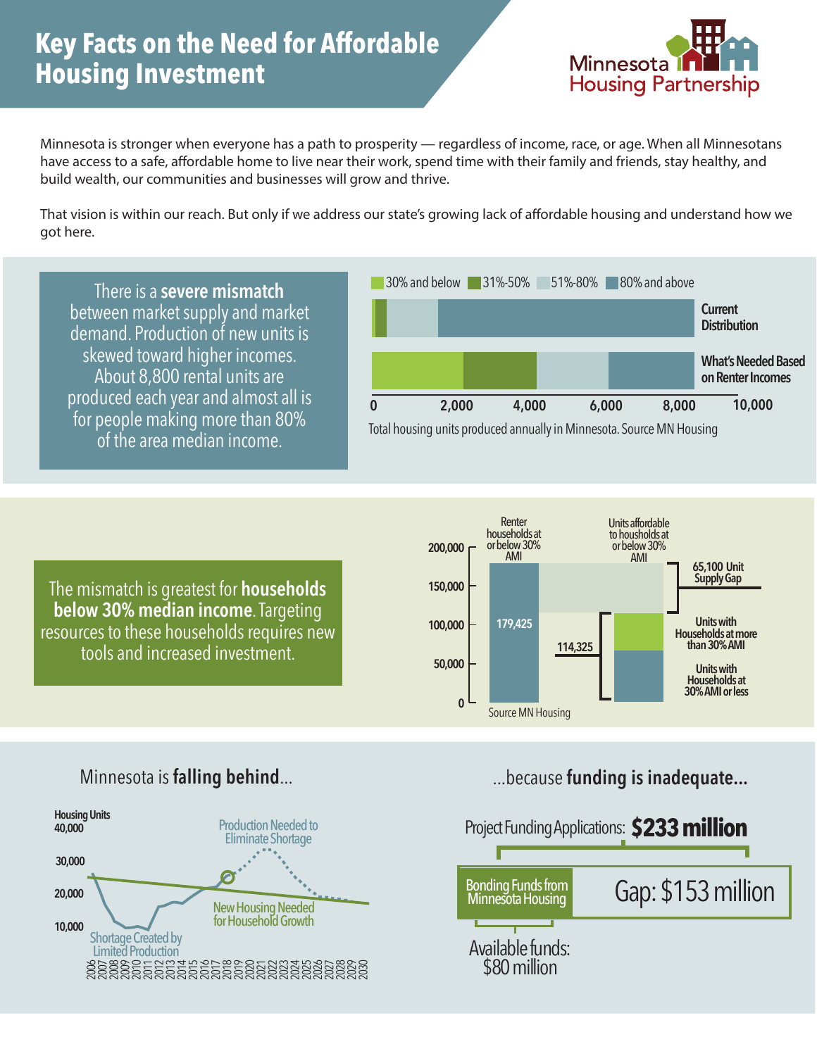# Key Facts on the Need for Affordable Housing Investment

Minnesota Housing Partnership

Minnesota is stronger when everyone has a path to prosperity — regardless of income, race, or age. When all Minnesotans have access to a safe, affordable home to live near their work, spend time with their family and friends, stay healthy, and build wealth, our communities and businesses will grow and thrive.

That vision is within our reach. But only if we address our state's growing lack of affordable housing and understand how we got here.

There is a **severe mismatch** between market supply and market demand. Production of new units is skewed toward higher incomes. About 8,800 rental units are produced each year and almost all is for people making more than 80% of the area median income.

30% and below | 31%-50% | 51%-80% | 80% and above

Current Distribution

What's Needed Based on Renter Incomes

0 | 2,000 | 4,000 | 6,000 | 8,000 | 10,000

Total housing units produced annually in Minnesota. Source MN Housing

The mismatch is greatest for **households below 30% median income**. Targeting resources to these households requires new tools and increased investment.

Renter households at or below 30% AMI: 179,425

Units affordable to households at or below 30% AMI: 114,325

65,100 Unit Supply Gap

Units with Households at more than 30% AMI

Units with Households at 30% AMI or less

Source MN Housing

Minnesota is **falling behind**...

Housing Units: 40,000 | 30,000 | 20,000 | 10,000

Production Needed to Eliminate Shortage

New Housing Needed for Household Growth

Shortage Created by Limited Production

2006–2030

...because **funding is inadequate...**

Project Funding Applications: **$233 million**

Bonding Funds from Minnesota Housing | Gap: $153 million

Available funds: $80 million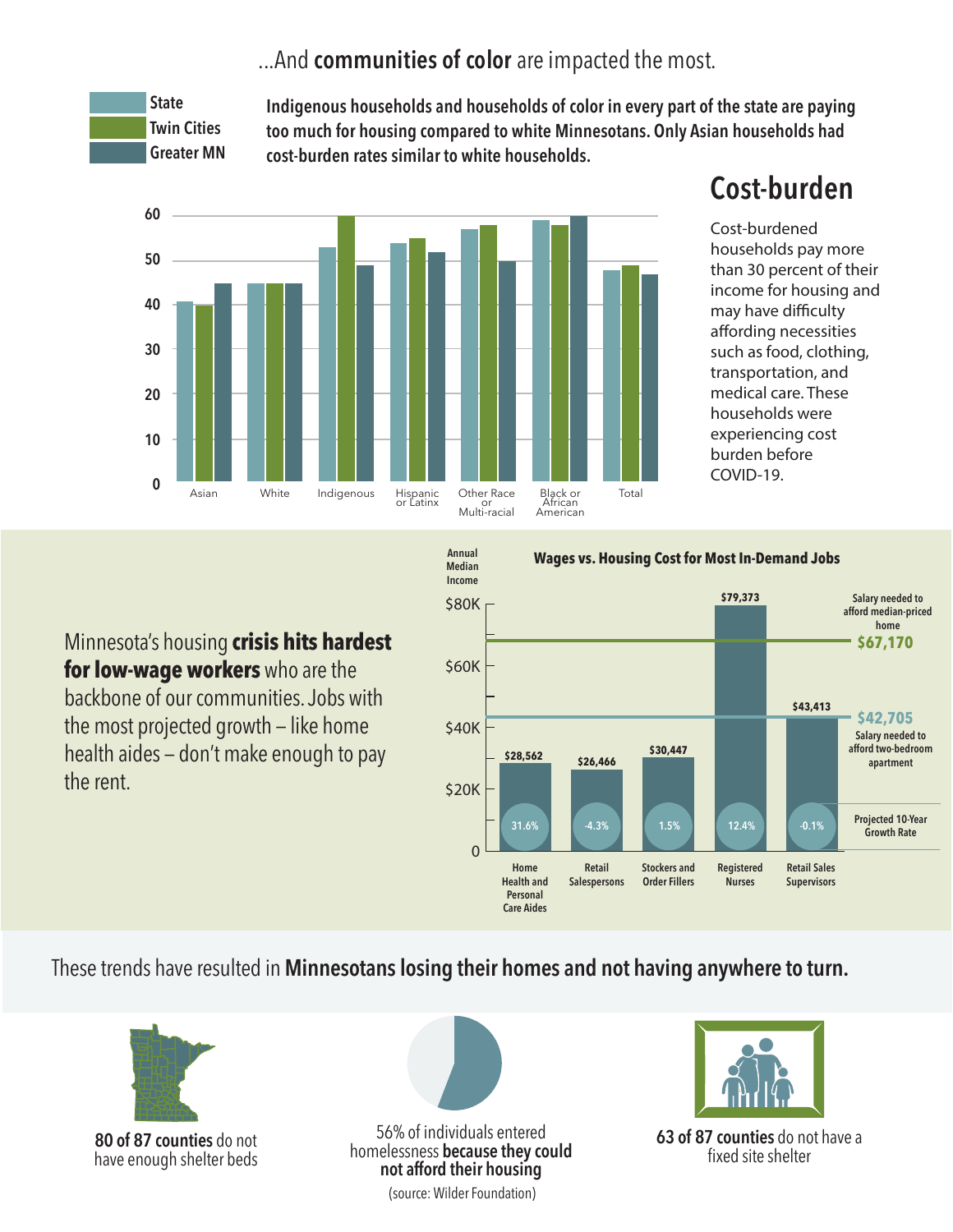## ...And **communities of color** are impacted the most.

State
Twin Cities
Greater MN

**Indigenous households and households of color in every part of the state are paying too much for housing compared to white Minnesotans. Only Asian households had cost-burden rates similar to white households.**

60
50
40
30
20
10
0

Asian
White
Indigenous
Hispanic or Latinx
Other Race or Multi-racial
Black or African American
Total

## Cost-burden

Cost-burdened households pay more than 30 percent of their income for housing and may have difficulty affording necessities such as food, clothing, transportation, and medical care. These households were experiencing cost burden before COVID-19.

Minnesota's housing **crisis hits hardest for low-wage workers** who are the backbone of our communities. Jobs with the most projected growth – like home health aides – don't make enough to pay the rent.

**Wages vs. Housing Cost for Most In-Demand Jobs**

Annual Median Income

$80K
$60K
$40K
$20K
0

$28,562
$26,466
$30,447
$79,373
$43,413

31.6%
-4.3%
1.5%
12.4%
-0.1%

Home Health and Personal Care Aides
Retail Salespersons
Stockers and Order Fillers
Registered Nurses
Retail Sales Supervisors

Salary needed to afford median-priced home **$67,170**

**$42,705** Salary needed to afford two-bedroom apartment

Projected 10-Year Growth Rate

These trends have resulted in **Minnesotans losing their homes and not having anywhere to turn.**

**80 of 87 counties** do not have enough shelter beds

56% of individuals entered homelessness **because they could not afford their housing**

(source: Wilder Foundation)

**63 of 87 counties** do not have a fixed site shelter